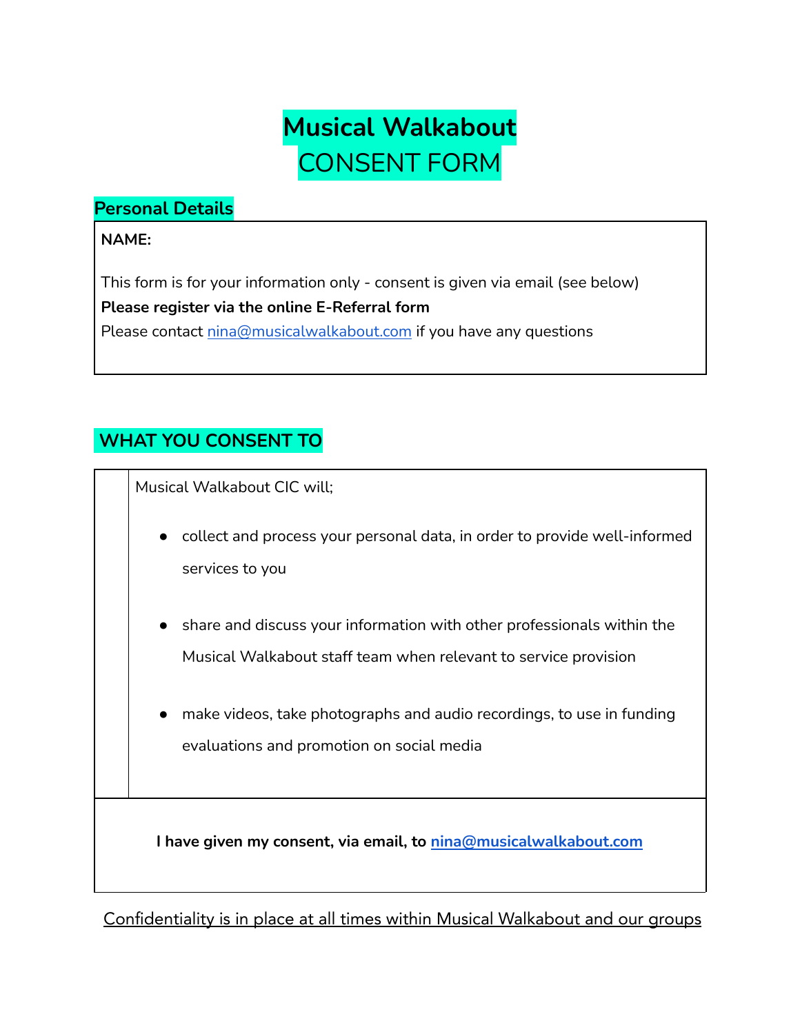# **Musical Walkabout**
# CONSENT FORM

## Personal Details

**NAME:**

This form is for your information only - consent is given via email (see below)

**Please register via the online E-Referral form**

Please contact nina@musicalwalkabout.com if you have any questions

## WHAT YOU CONSENT TO

Musical Walkabout CIC will;

- collect and process your personal data, in order to provide well-informed services to you
- share and discuss your information with other professionals within the Musical Walkabout staff team when relevant to service provision
- make videos, take photographs and audio recordings, to use in funding evaluations and promotion on social media

**I have given my consent, via email, to nina@musicalwalkabout.com**

Confidentiality is in place at all times within Musical Walkabout and our groups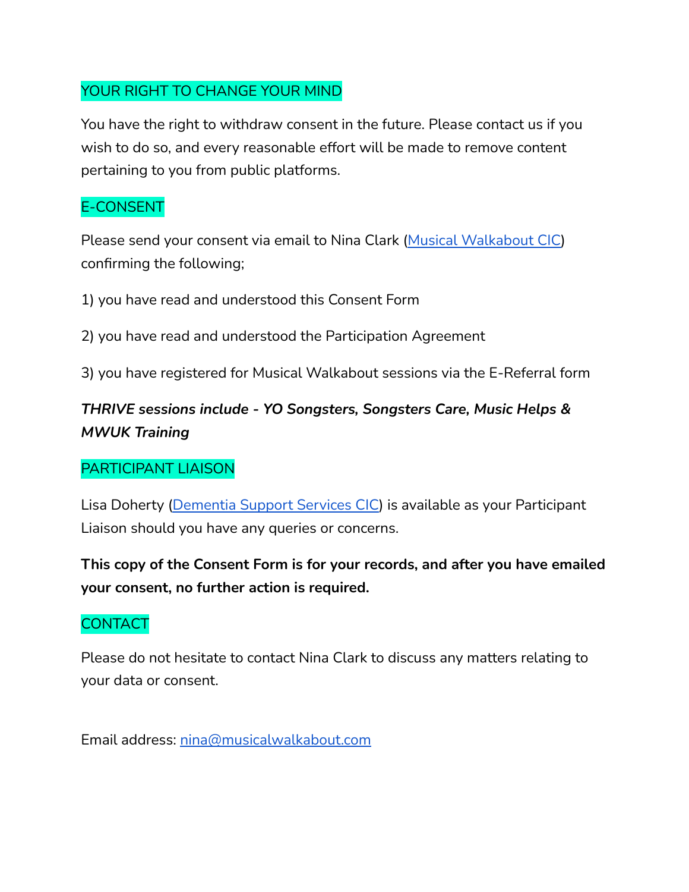## YOUR RIGHT TO CHANGE YOUR MIND

You have the right to withdraw consent in the future. Please contact us if you wish to do so, and every reasonable effort will be made to remove content pertaining to you from public platforms.

## E-CONSENT

Please send your consent via email to Nina Clark (Musical Walkabout CIC) confirming the following;

1) you have read and understood this Consent Form

2) you have read and understood the Participation Agreement

3) you have registered for Musical Walkabout sessions via the E-Referral form

***THRIVE sessions include - YO Songsters, Songsters Care, Music Helps & MWUK Training***

## PARTICIPANT LIAISON

Lisa Doherty (Dementia Support Services CIC) is available as your Participant Liaison should you have any queries or concerns.

**This copy of the Consent Form is for your records, and after you have emailed your consent, no further action is required.**

## CONTACT

Please do not hesitate to contact Nina Clark to discuss any matters relating to your data or consent.

Email address: nina@musicalwalkabout.com